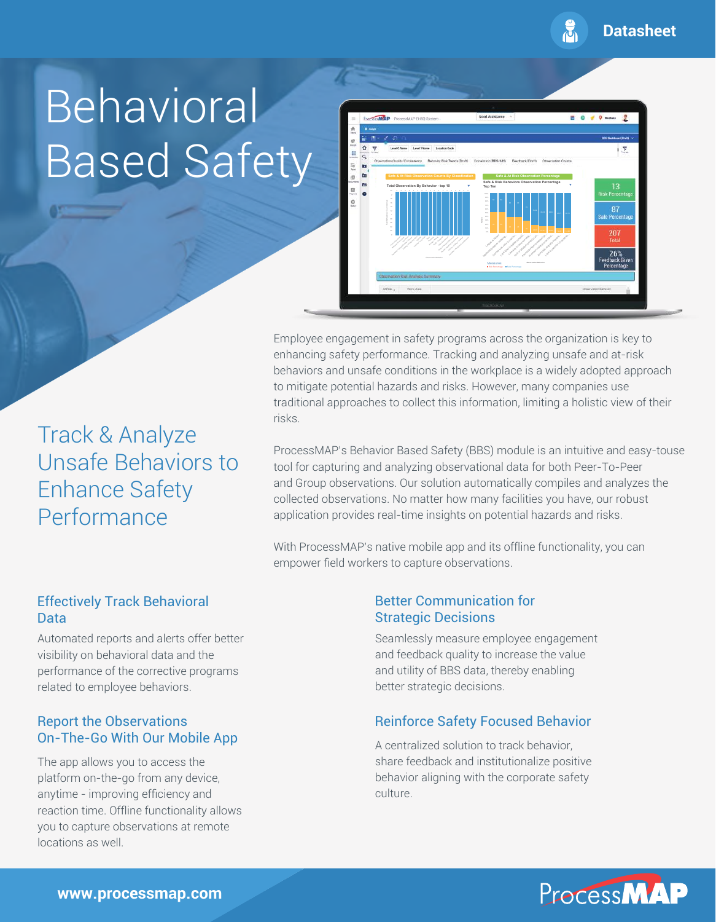Datasheet

# Behavioral Based Safety

## Track & Analyze Unsafe Behaviors to Enhance Safety Performance

Employee engagement in safety programs across the organization is key to enhancing safety performance. Tracking and analyzing unsafe and at-risk behaviors and unsafe conditions in the workplace is a widely adopted approach to mitigate potential hazards and risks. However, many companies use traditional approaches to collect this information, limiting a holistic view of their risks.

ProcessMAP's Behavior Based Safety (BBS) module is an intuitive and easy-touse tool for capturing and analyzing observational data for both Peer-To-Peer and Group observations. Our solution automatically compiles and analyzes the collected observations. No matter how many facilities you have, our robust application provides real-time insights on potential hazards and risks.

With ProcessMAP's native mobile app and its offline functionality, you can empower field workers to capture observations.

### Effectively Track Behavioral Data

Automated reports and alerts offer better visibility on behavioral data and the performance of the corrective programs related to employee behaviors.

### Report the Observations On-The-Go With Our Mobile App

The app allows you to access the platform on-the-go from any device, anytime - improving efficiency and reaction time. Offline functionality allows you to capture observations at remote locations as well.

### Better Communication for Strategic Decisions

Seamlessly measure employee engagement and feedback quality to increase the value and utility of BBS data, thereby enabling better strategic decisions.

### Reinforce Safety Focused Behavior

A centralized solution to track behavior, share feedback and institutionalize positive behavior aligning with the corporate safety culture.

www.processmap.com

ProcessMAP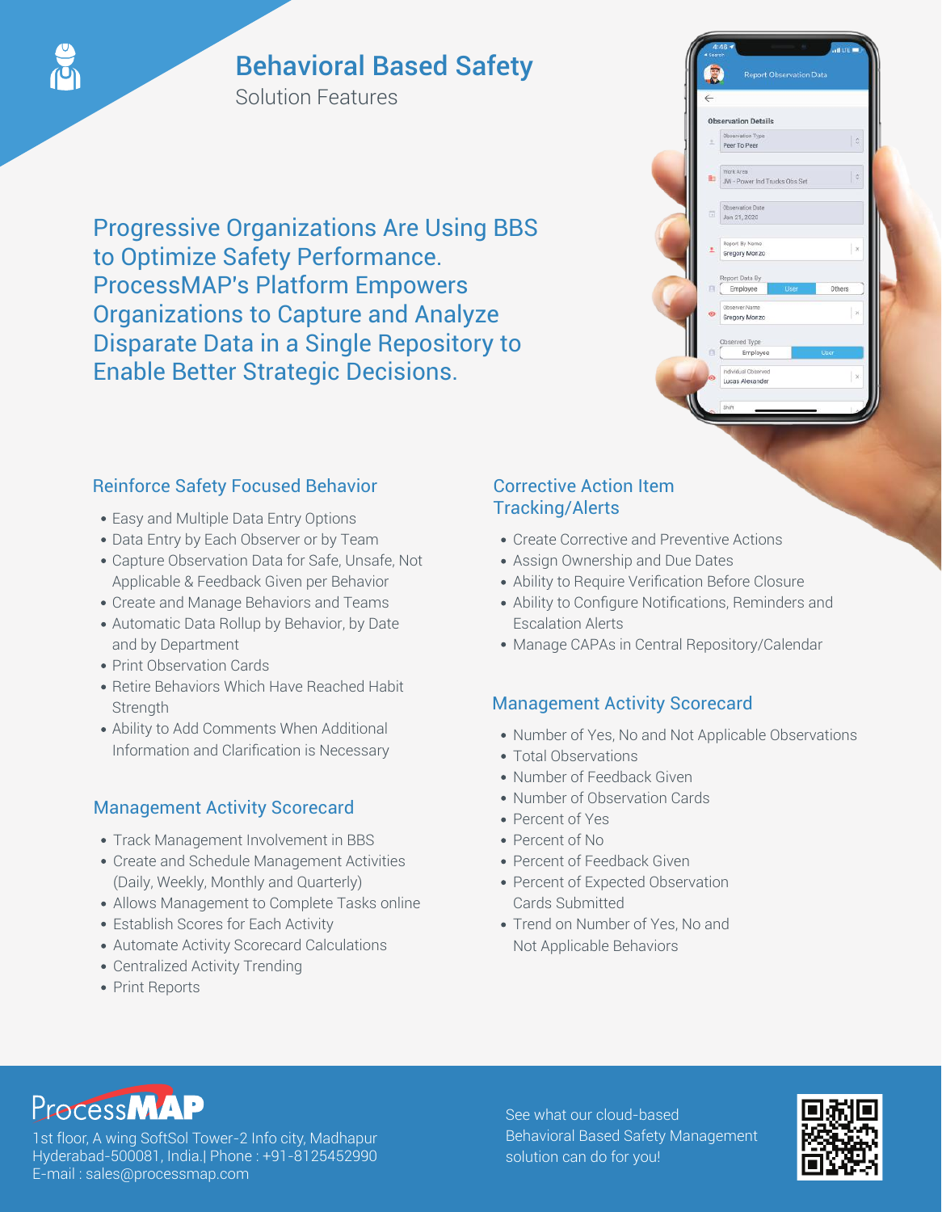# Behavioral Based Safety

Solution Features

## Progressive Organizations Are Using BBS to Optimize Safety Performance. ProcessMAP's Platform Empowers Organizations to Capture and Analyze Disparate Data in a Single Repository to Enable Better Strategic Decisions.

### Reinforce Safety Focused Behavior

- Easy and Multiple Data Entry Options
- Data Entry by Each Observer or by Team
- Capture Observation Data for Safe, Unsafe, Not Applicable & Feedback Given per Behavior
- Create and Manage Behaviors and Teams
- Automatic Data Rollup by Behavior, by Date and by Department
- Print Observation Cards
- Retire Behaviors Which Have Reached Habit Strength
- Ability to Add Comments When Additional Information and Clarification is Necessary

### Management Activity Scorecard

- Track Management Involvement in BBS
- Create and Schedule Management Activities (Daily, Weekly, Monthly and Quarterly)
- Allows Management to Complete Tasks online
- Establish Scores for Each Activity
- Automate Activity Scorecard Calculations
- Centralized Activity Trending
- Print Reports

### Corrective Action Item Tracking/Alerts

- Create Corrective and Preventive Actions
- Assign Ownership and Due Dates
- Ability to Require Verification Before Closure
- Ability to Configure Notifications, Reminders and Escalation Alerts
- Manage CAPAs in Central Repository/Calendar

### Management Activity Scorecard

- Number of Yes, No and Not Applicable Observations
- Total Observations
- Number of Feedback Given
- Number of Observation Cards
- Percent of Yes
- Percent of No
- Percent of Feedback Given
- Percent of Expected Observation Cards Submitted
- Trend on Number of Yes, No and Not Applicable Behaviors

ProcessMAP

1st floor, A wing SoftSol Tower-2 Info city, Madhapur Hyderabad-500081, India.| Phone : +91-8125452990
E-mail : sales@processmap.com

See what our cloud-based Behavioral Based Safety Management solution can do for you!